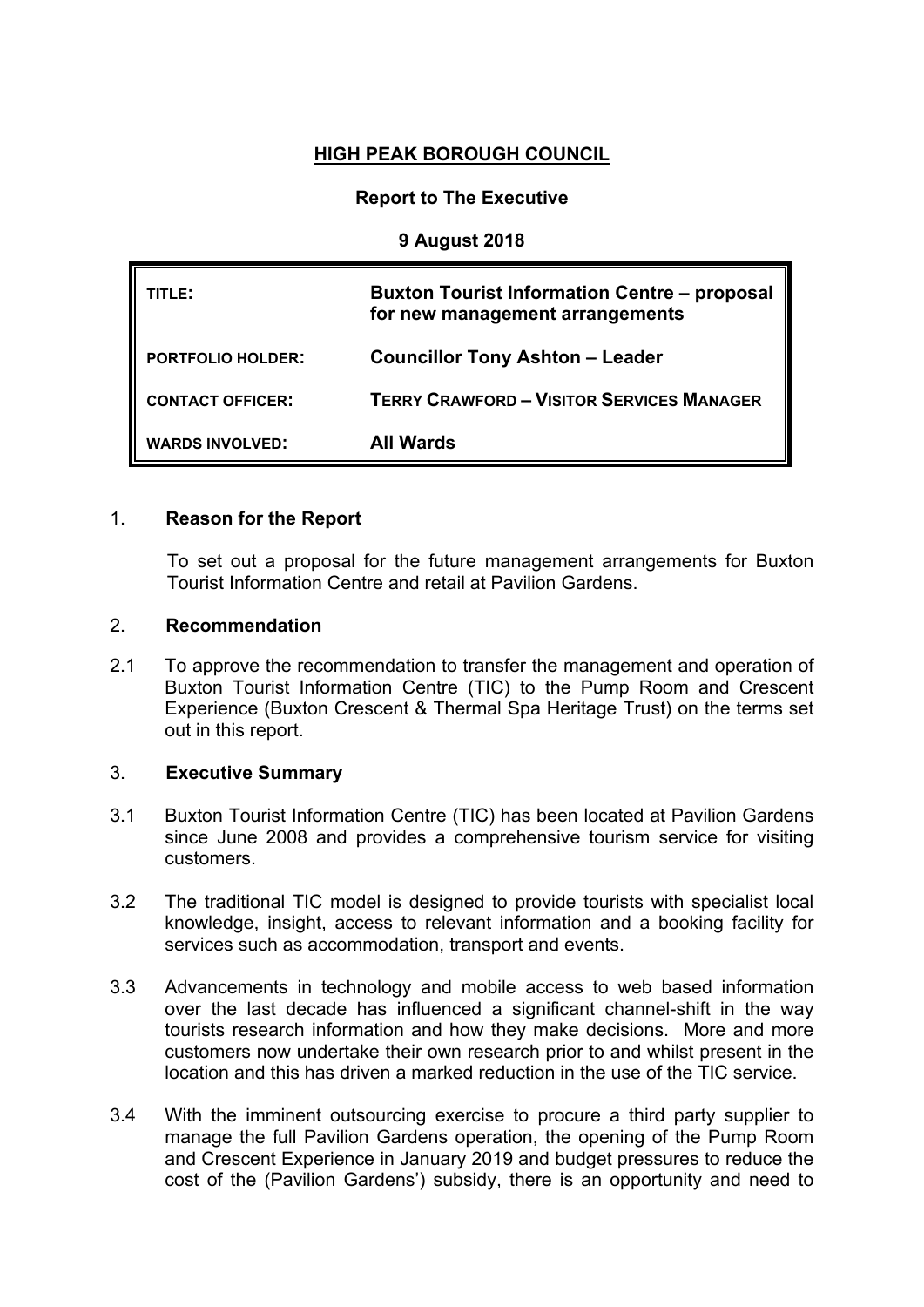# HIGH PEAK BOROUGH COUNCIL

**Report to The Executive**

**9 August 2018**

| | |
|---|---|
| **TITLE:** | **Buxton Tourist Information Centre – proposal for new management arrangements** |
| **PORTFOLIO HOLDER:** | **Councillor Tony Ashton – Leader** |
| **CONTACT OFFICER:** | **TERRY CRAWFORD – VISITOR SERVICES MANAGER** |
| **WARDS INVOLVED:** | **All Wards** |

## 1. Reason for the Report

To set out a proposal for the future management arrangements for Buxton Tourist Information Centre and retail at Pavilion Gardens.

## 2. Recommendation

2.1 To approve the recommendation to transfer the management and operation of Buxton Tourist Information Centre (TIC) to the Pump Room and Crescent Experience (Buxton Crescent & Thermal Spa Heritage Trust) on the terms set out in this report.

## 3. Executive Summary

3.1 Buxton Tourist Information Centre (TIC) has been located at Pavilion Gardens since June 2008 and provides a comprehensive tourism service for visiting customers.

3.2 The traditional TIC model is designed to provide tourists with specialist local knowledge, insight, access to relevant information and a booking facility for services such as accommodation, transport and events.

3.3 Advancements in technology and mobile access to web based information over the last decade has influenced a significant channel-shift in the way tourists research information and how they make decisions. More and more customers now undertake their own research prior to and whilst present in the location and this has driven a marked reduction in the use of the TIC service.

3.4 With the imminent outsourcing exercise to procure a third party supplier to manage the full Pavilion Gardens operation, the opening of the Pump Room and Crescent Experience in January 2019 and budget pressures to reduce the cost of the (Pavilion Gardens') subsidy, there is an opportunity and need to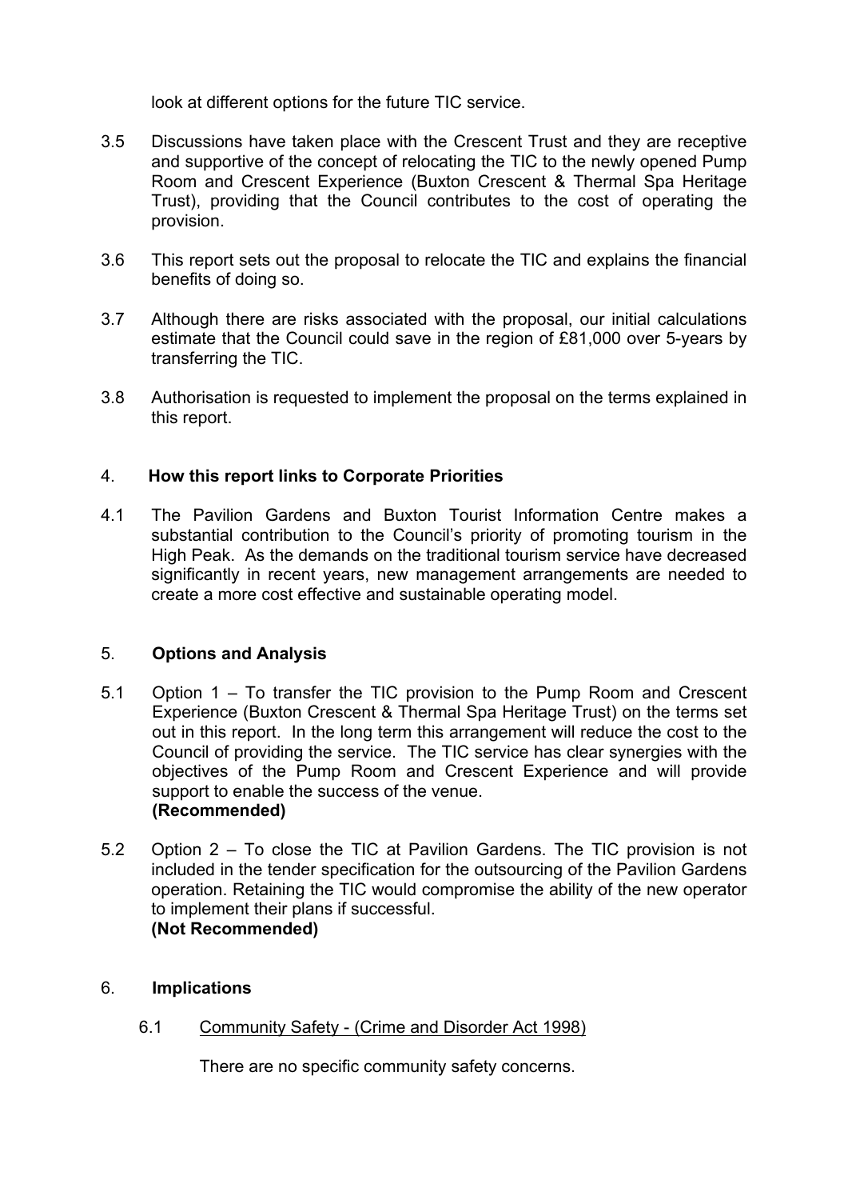look at different options for the future TIC service.

3.5 Discussions have taken place with the Crescent Trust and they are receptive and supportive of the concept of relocating the TIC to the newly opened Pump Room and Crescent Experience (Buxton Crescent & Thermal Spa Heritage Trust), providing that the Council contributes to the cost of operating the provision.

3.6 This report sets out the proposal to relocate the TIC and explains the financial benefits of doing so.

3.7 Although there are risks associated with the proposal, our initial calculations estimate that the Council could save in the region of £81,000 over 5-years by transferring the TIC.

3.8 Authorisation is requested to implement the proposal on the terms explained in this report.

## 4. How this report links to Corporate Priorities

4.1 The Pavilion Gardens and Buxton Tourist Information Centre makes a substantial contribution to the Council's priority of promoting tourism in the High Peak. As the demands on the traditional tourism service have decreased significantly in recent years, new management arrangements are needed to create a more cost effective and sustainable operating model.

## 5. Options and Analysis

5.1 Option 1 – To transfer the TIC provision to the Pump Room and Crescent Experience (Buxton Crescent & Thermal Spa Heritage Trust) on the terms set out in this report. In the long term this arrangement will reduce the cost to the Council of providing the service. The TIC service has clear synergies with the objectives of the Pump Room and Crescent Experience and will provide support to enable the success of the venue.
**(Recommended)**

5.2 Option 2 – To close the TIC at Pavilion Gardens. The TIC provision is not included in the tender specification for the outsourcing of the Pavilion Gardens operation. Retaining the TIC would compromise the ability of the new operator to implement their plans if successful.
**(Not Recommended)**

## 6. Implications

6.1 <u>Community Safety - (Crime and Disorder Act 1998)</u>

There are no specific community safety concerns.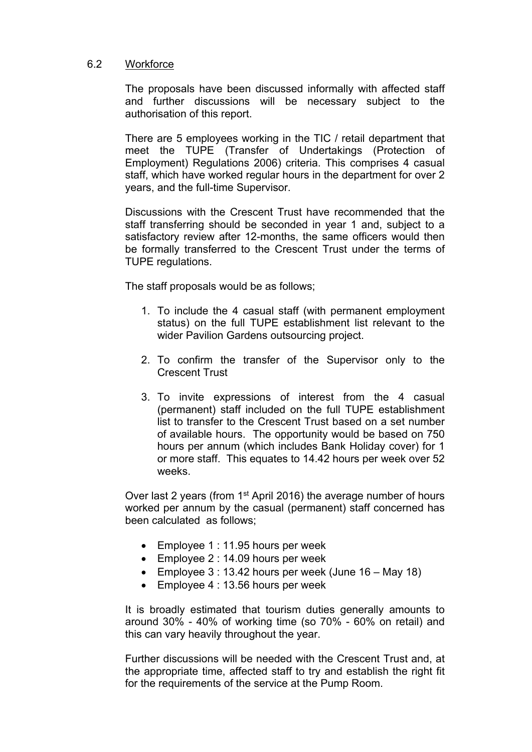### 6.2 Workforce

The proposals have been discussed informally with affected staff and further discussions will be necessary subject to the authorisation of this report.

There are 5 employees working in the TIC / retail department that meet the TUPE (Transfer of Undertakings (Protection of Employment) Regulations 2006) criteria. This comprises 4 casual staff, which have worked regular hours in the department for over 2 years, and the full-time Supervisor.

Discussions with the Crescent Trust have recommended that the staff transferring should be seconded in year 1 and, subject to a satisfactory review after 12-months, the same officers would then be formally transferred to the Crescent Trust under the terms of TUPE regulations.

The staff proposals would be as follows;

1. To include the 4 casual staff (with permanent employment status) on the full TUPE establishment list relevant to the wider Pavilion Gardens outsourcing project.
2. To confirm the transfer of the Supervisor only to the Crescent Trust
3. To invite expressions of interest from the 4 casual (permanent) staff included on the full TUPE establishment list to transfer to the Crescent Trust based on a set number of available hours. The opportunity would be based on 750 hours per annum (which includes Bank Holiday cover) for 1 or more staff. This equates to 14.42 hours per week over 52 weeks.

Over last 2 years (from 1st April 2016) the average number of hours worked per annum by the casual (permanent) staff concerned has been calculated as follows;

- Employee 1 : 11.95 hours per week
- Employee 2 : 14.09 hours per week
- Employee 3 : 13.42 hours per week (June 16 – May 18)
- Employee 4 : 13.56 hours per week

It is broadly estimated that tourism duties generally amounts to around 30% - 40% of working time (so 70% - 60% on retail) and this can vary heavily throughout the year.

Further discussions will be needed with the Crescent Trust and, at the appropriate time, affected staff to try and establish the right fit for the requirements of the service at the Pump Room.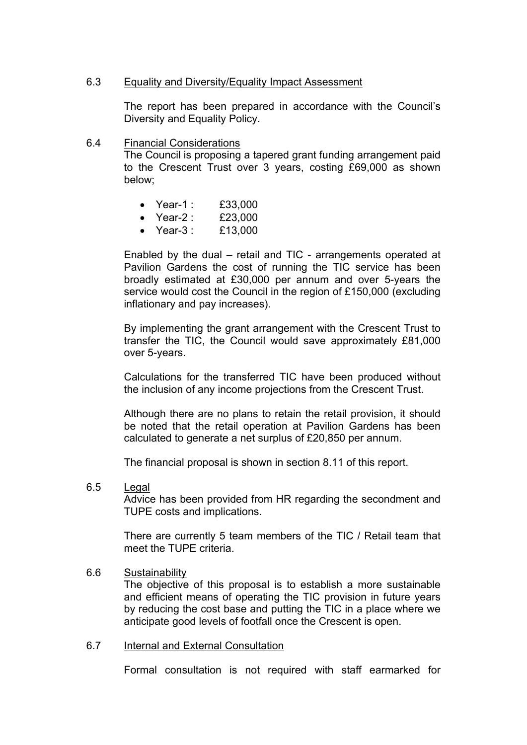6.3 Equality and Diversity/Equality Impact Assessment

The report has been prepared in accordance with the Council's Diversity and Equality Policy.

6.4 Financial Considerations

The Council is proposing a tapered grant funding arrangement paid to the Crescent Trust over 3 years, costing £69,000 as shown below;

- Year-1 : £33,000
- Year-2 : £23,000
- Year-3 : £13,000

Enabled by the dual – retail and TIC - arrangements operated at Pavilion Gardens the cost of running the TIC service has been broadly estimated at £30,000 per annum and over 5-years the service would cost the Council in the region of £150,000 (excluding inflationary and pay increases).

By implementing the grant arrangement with the Crescent Trust to transfer the TIC, the Council would save approximately £81,000 over 5-years.

Calculations for the transferred TIC have been produced without the inclusion of any income projections from the Crescent Trust.

Although there are no plans to retain the retail provision, it should be noted that the retail operation at Pavilion Gardens has been calculated to generate a net surplus of £20,850 per annum.

The financial proposal is shown in section 8.11 of this report.

6.5 Legal

Advice has been provided from HR regarding the secondment and TUPE costs and implications.

There are currently 5 team members of the TIC / Retail team that meet the TUPE criteria.

6.6 Sustainability

The objective of this proposal is to establish a more sustainable and efficient means of operating the TIC provision in future years by reducing the cost base and putting the TIC in a place where we anticipate good levels of footfall once the Crescent is open.

6.7 Internal and External Consultation

Formal consultation is not required with staff earmarked for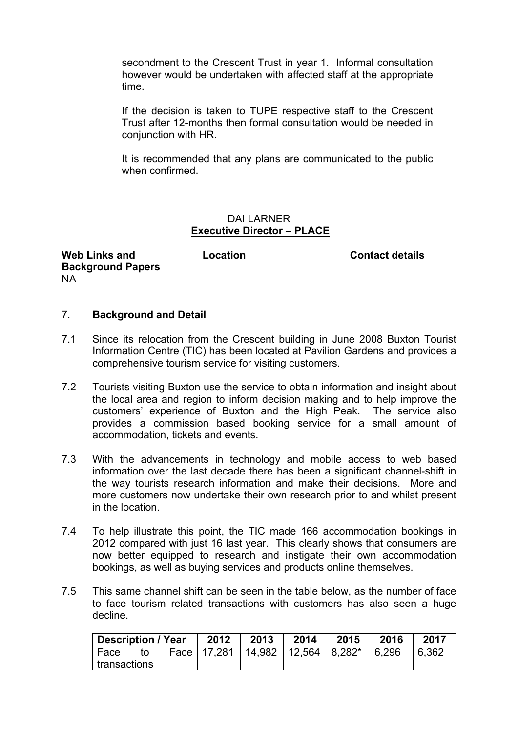secondment to the Crescent Trust in year 1. Informal consultation however would be undertaken with affected staff at the appropriate time.

If the decision is taken to TUPE respective staff to the Crescent Trust after 12-months then formal consultation would be needed in conjunction with HR.

It is recommended that any plans are communicated to the public when confirmed.

DAI LARNER
**Executive Director – PLACE**

| **Web Links and Background Papers** | **Location** | **Contact details** |
|---|---|---|
| NA | | |

## 7. Background and Detail

7.1 Since its relocation from the Crescent building in June 2008 Buxton Tourist Information Centre (TIC) has been located at Pavilion Gardens and provides a comprehensive tourism service for visiting customers.

7.2 Tourists visiting Buxton use the service to obtain information and insight about the local area and region to inform decision making and to help improve the customers' experience of Buxton and the High Peak. The service also provides a commission based booking service for a small amount of accommodation, tickets and events.

7.3 With the advancements in technology and mobile access to web based information over the last decade there has been a significant channel-shift in the way tourists research information and make their decisions. More and more customers now undertake their own research prior to and whilst present in the location.

7.4 To help illustrate this point, the TIC made 166 accommodation bookings in 2012 compared with just 16 last year. This clearly shows that consumers are now better equipped to research and instigate their own accommodation bookings, as well as buying services and products online themselves.

7.5 This same channel shift can be seen in the table below, as the number of face to face tourism related transactions with customers has also seen a huge decline.

| Description / Year | 2012 | 2013 | 2014 | 2015 | 2016 | 2017 |
|---|---|---|---|---|---|---|
| Face to Face transactions | 17,281 | 14,982 | 12,564 | 8,282* | 6,296 | 6,362 |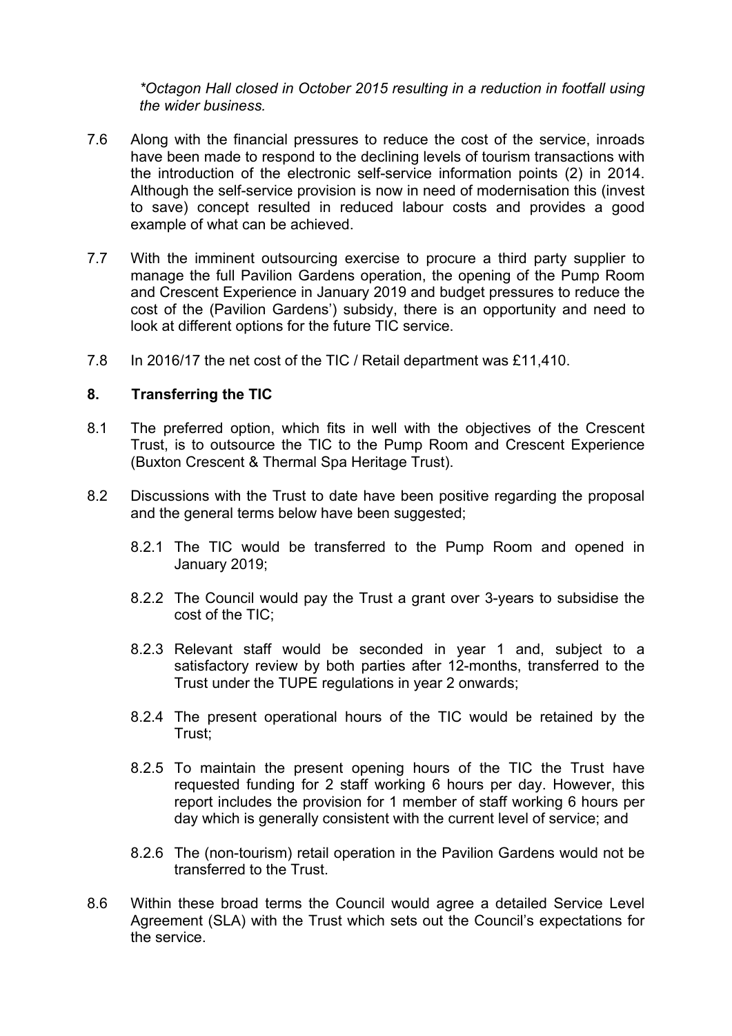*\*Octagon Hall closed in October 2015 resulting in a reduction in footfall using the wider business.*

7.6 Along with the financial pressures to reduce the cost of the service, inroads have been made to respond to the declining levels of tourism transactions with the introduction of the electronic self-service information points (2) in 2014. Although the self-service provision is now in need of modernisation this (invest to save) concept resulted in reduced labour costs and provides a good example of what can be achieved.

7.7 With the imminent outsourcing exercise to procure a third party supplier to manage the full Pavilion Gardens operation, the opening of the Pump Room and Crescent Experience in January 2019 and budget pressures to reduce the cost of the (Pavilion Gardens') subsidy, there is an opportunity and need to look at different options for the future TIC service.

7.8 In 2016/17 the net cost of the TIC / Retail department was £11,410.

## 8. Transferring the TIC

8.1 The preferred option, which fits in well with the objectives of the Crescent Trust, is to outsource the TIC to the Pump Room and Crescent Experience (Buxton Crescent & Thermal Spa Heritage Trust).

8.2 Discussions with the Trust to date have been positive regarding the proposal and the general terms below have been suggested;

8.2.1 The TIC would be transferred to the Pump Room and opened in January 2019;

8.2.2 The Council would pay the Trust a grant over 3-years to subsidise the cost of the TIC;

8.2.3 Relevant staff would be seconded in year 1 and, subject to a satisfactory review by both parties after 12-months, transferred to the Trust under the TUPE regulations in year 2 onwards;

8.2.4 The present operational hours of the TIC would be retained by the Trust;

8.2.5 To maintain the present opening hours of the TIC the Trust have requested funding for 2 staff working 6 hours per day. However, this report includes the provision for 1 member of staff working 6 hours per day which is generally consistent with the current level of service; and

8.2.6 The (non-tourism) retail operation in the Pavilion Gardens would not be transferred to the Trust.

8.6 Within these broad terms the Council would agree a detailed Service Level Agreement (SLA) with the Trust which sets out the Council's expectations for the service.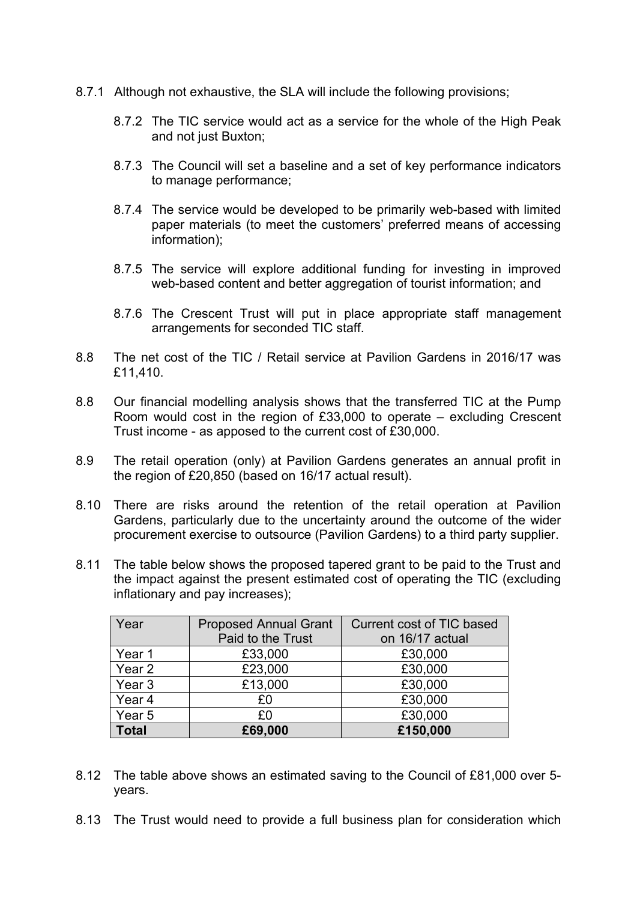8.7.1 Although not exhaustive, the SLA will include the following provisions;

8.7.2 The TIC service would act as a service for the whole of the High Peak and not just Buxton;

8.7.3 The Council will set a baseline and a set of key performance indicators to manage performance;

8.7.4 The service would be developed to be primarily web-based with limited paper materials (to meet the customers' preferred means of accessing information);

8.7.5 The service will explore additional funding for investing in improved web-based content and better aggregation of tourist information; and

8.7.6 The Crescent Trust will put in place appropriate staff management arrangements for seconded TIC staff.

8.8 The net cost of the TIC / Retail service at Pavilion Gardens in 2016/17 was £11,410.

8.8 Our financial modelling analysis shows that the transferred TIC at the Pump Room would cost in the region of £33,000 to operate – excluding Crescent Trust income - as apposed to the current cost of £30,000.

8.9 The retail operation (only) at Pavilion Gardens generates an annual profit in the region of £20,850 (based on 16/17 actual result).

8.10 There are risks around the retention of the retail operation at Pavilion Gardens, particularly due to the uncertainty around the outcome of the wider procurement exercise to outsource (Pavilion Gardens) to a third party supplier.

8.11 The table below shows the proposed tapered grant to be paid to the Trust and the impact against the present estimated cost of operating the TIC (excluding inflationary and pay increases);

| Year | Proposed Annual Grant Paid to the Trust | Current cost of TIC based on 16/17 actual |
|---|---|---|
| Year 1 | £33,000 | £30,000 |
| Year 2 | £23,000 | £30,000 |
| Year 3 | £13,000 | £30,000 |
| Year 4 | £0 | £30,000 |
| Year 5 | £0 | £30,000 |
| **Total** | **£69,000** | **£150,000** |

8.12 The table above shows an estimated saving to the Council of £81,000 over 5-years.

8.13 The Trust would need to provide a full business plan for consideration which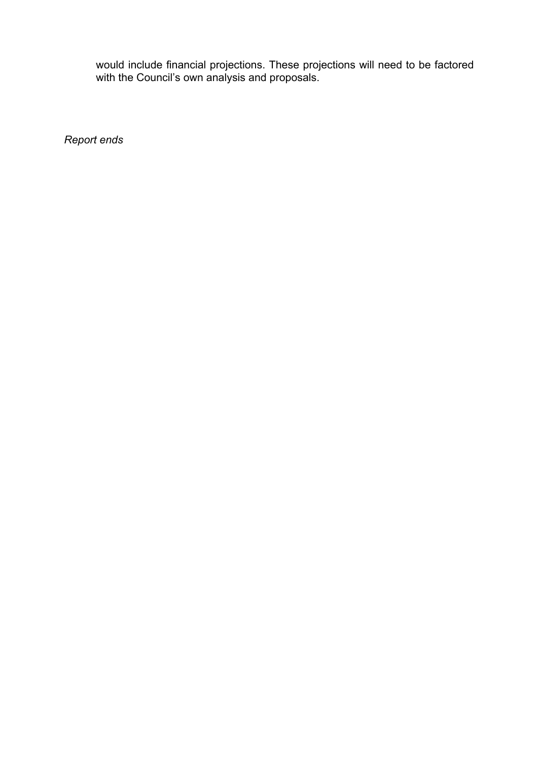would include financial projections. These projections will need to be factored with the Council's own analysis and proposals.

*Report ends*